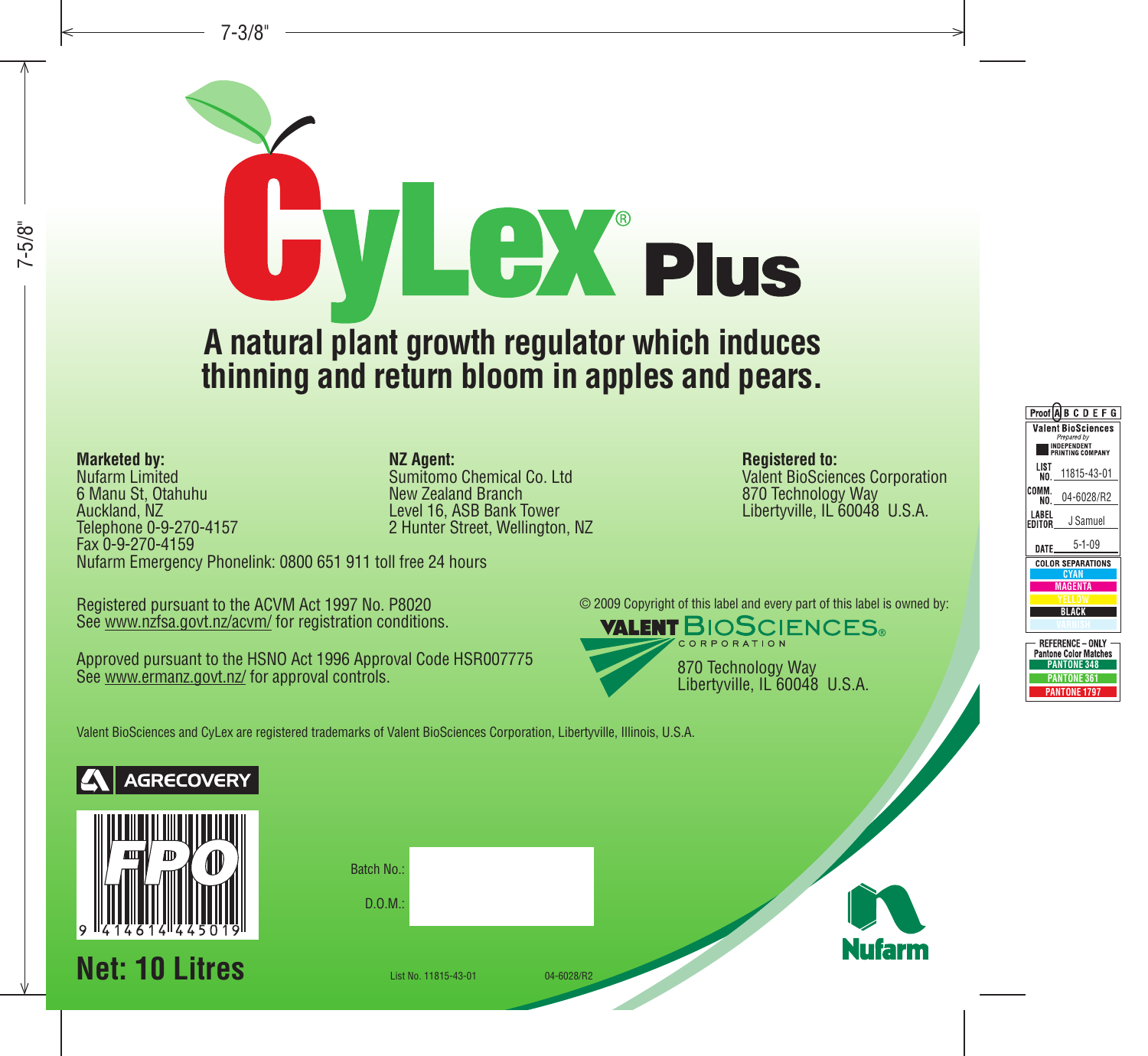# CyLex® Plus

## A natural plant growth regulator which induces thinning and return bloom in apples and pears.

**Marketed by:**
Nufarm Limited
6 Manu St, Otahuhu
Auckland, NZ
Telephone 0-9-270-4157
Fax 0-9-270-4159
Nufarm Emergency Phonelink: 0800 651 911 toll free 24 hours

**NZ Agent:**
Sumitomo Chemical Co. Ltd
New Zealand Branch
Level 16, ASB Bank Tower
2 Hunter Street, Wellington, NZ

**Registered to:**
Valent BioSciences Corporation
870 Technology Way
Libertyville, IL 60048 U.S.A.

Registered pursuant to the ACVM Act 1997 No. P8020
See www.nzfsa.govt.nz/acvm/ for registration conditions.

Approved pursuant to the HSNO Act 1996 Approval Code HSR007775
See www.ermanz.govt.nz/ for approval controls.

© 2009 Copyright of this label and every part of this label is owned by:

VALENT BIOSCIENCES® CORPORATION
870 Technology Way
Libertyville, IL 60048 U.S.A.

Valent BioSciences and CyLex are registered trademarks of Valent BioSciences Corporation, Libertyville, Illinois, U.S.A.

AGRECOVERY

FPO
9 414614 445019

Batch No.:

D.O.M.:

**Net: 10 Litres**

List No. 11815-43-01    04-6028/R2

Nufarm

7-3/8"

7-5/8"

Proof A B C D E F G
Valent BioSciences
Prepared by INDEPENDENT PRINTING COMPANY

LIST NO. 11815-43-01
COMM. NO. 04-6028/R2
LABEL EDITOR J Samuel
DATE 5-1-09

COLOR SEPARATIONS
CYAN
MAGENTA
YELLOW
BLACK
VARNISH

REFERENCE – ONLY
Pantone Color Matches
PANTONE 348
PANTONE 361
PANTONE 1797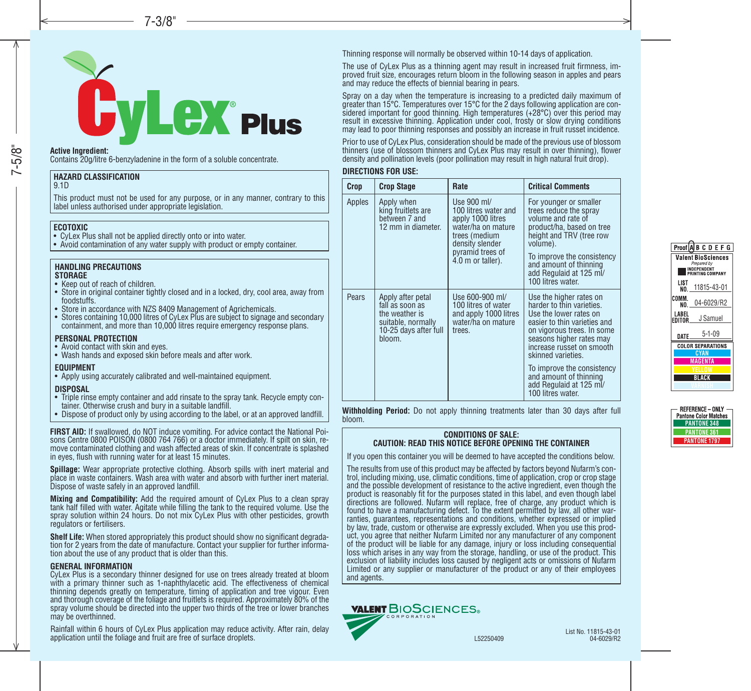# CyLex® Plus

**Active Ingredient:**
Contains 20g/litre 6-benzyladenine in the form of a soluble concentrate.

**HAZARD CLASSIFICATION**
9.1D

This product must not be used for any purpose, or in any manner, contrary to this label unless authorised under appropriate legislation.

**ECOTOXIC**
- CyLex Plus shall not be applied directly onto or into water.
- Avoid contamination of any water supply with product or empty container.

**HANDLING PRECAUTIONS**

**STORAGE**
- Keep out of reach of children.
- Store in original container tightly closed and in a locked, dry, cool area, away from foodstuffs.
- Store in accordance with NZS 8409 Management of Agrichemicals.
- Stores containing 10,000 litres of CyLex Plus are subject to signage and secondary containment, and more than 10,000 litres require emergency response plans.

**PERSONAL PROTECTION**
- Avoid contact with skin and eyes.
- Wash hands and exposed skin before meals and after work.

**EQUIPMENT**
- Apply using accurately calibrated and well-maintained equipment.

**DISPOSAL**
- Triple rinse empty container and add rinsate to the spray tank. Recycle empty container. Otherwise crush and bury in a suitable landfill.
- Dispose of product only by using according to the label, or at an approved landfill.

**FIRST AID:** If swallowed, do NOT induce vomiting. For advice contact the National Poisons Centre 0800 POISON (0800 764 766) or a doctor immediately. If spilt on skin, remove contaminated clothing and wash affected areas of skin. If concentrate is splashed in eyes, flush with running water for at least 15 minutes.

**Spillage:** Wear appropriate protective clothing. Absorb spills with inert material and place in waste containers. Wash area with water and absorb with further inert material. Dispose of waste safely in an approved landfill.

**Mixing and Compatibility:** Add the required amount of CyLex Plus to a clean spray tank half filled with water. Agitate while filling the tank to the required volume. Use the spray solution within 24 hours. Do not mix CyLex Plus with other pesticides, growth regulators or fertilisers.

**Shelf Life:** When stored appropriately this product should show no significant degradation for 2 years from the date of manufacture. Contact your supplier for further information about the use of any product that is older than this.

**GENERAL INFORMATION**
CyLex Plus is a secondary thinner designed for use on trees already treated at bloom with a primary thinner such as 1-naphthylacetic acid. The effectiveness of chemical thinning depends greatly on temperature, timing of application and tree vigour. Even and thorough coverage of the foliage and fruitlets is required. Approximately 80% of the spray volume should be directed into the upper two thirds of the tree or lower branches may be overthinned.

Rainfall within 6 hours of CyLex Plus application may reduce activity. After rain, delay application until the foliage and fruit are free of surface droplets.

Thinning response will normally be observed within 10-14 days of application.

The use of CyLex Plus as a thinning agent may result in increased fruit firmness, improved fruit size, encourages return bloom in the following season in apples and pears and may reduce the effects of biennial bearing in pears.

Spray on a day when the temperature is increasing to a predicted daily maximum of greater than 15°C. Temperatures over 15°C for the 2 days following application are considered important for good thinning. High temperatures (+28°C) over this period may result in excessive thinning. Application under cool, frosty or slow drying conditions may lead to poor thinning responses and possibly an increase in fruit russet incidence.

Prior to use of CyLex Plus, consideration should be made of the previous use of blossom thinners (use of blossom thinners and CyLex Plus may result in over thinning), flower density and pollination levels (poor pollination may result in high natural fruit drop).

**DIRECTIONS FOR USE:**

| Crop | Crop Stage | Rate | Critical Comments |
|---|---|---|---|
| Apples | Apply when king fruitlets are between 7 and 12 mm in diameter. | Use 900 ml/ 100 litres water and apply 1000 litres water/ha on mature trees (medium density slender pyramid trees of 4.0 m or taller). | For younger or smaller trees reduce the spray volume and rate of product/ha, based on tree height and TRV (tree row volume). To improve the consistency and amount of thinning add Regulaid at 125 ml/ 100 litres water. |
| Pears | Apply after petal fall as soon as the weather is suitable, normally 10-25 days after full bloom. | Use 600-900 ml/ 100 litres of water and apply 1000 litres water/ha on mature trees. | Use the higher rates on harder to thin varieties. Use the lower rates on easier to thin varieties and on vigorous trees. In some seasons higher rates may increase russet on smooth skinned varieties. To improve the consistency and amount of thinning add Regulaid at 125 ml/ 100 litres water. |

**Withholding Period:** Do not apply thinning treatments later than 30 days after full bloom.

**CONDITIONS OF SALE:**
**CAUTION: READ THIS NOTICE BEFORE OPENING THE CONTAINER**

If you open this container you will be deemed to have accepted the conditions below.

The results from use of this product may be affected by factors beyond Nufarm's control, including mixing, use, climatic conditions, time of application, crop or crop stage and the possible development of resistance to the active ingredient, even though the product is reasonably fit for the purposes stated in this label, and even though label directions are followed. Nufarm will replace, free of charge, any product which is found to have a manufacturing defect. To the extent permitted by law, all other warranties, guarantees, representations and conditions, whether expressed or implied by law, trade, custom or otherwise are expressly excluded. When you use this product, you agree that neither Nufarm Limited nor any manufacturer of any component of the product will be liable for any damage, injury or loss including consequential loss which arises in any way from the storage, handling, or use of the product. This exclusion of liability includes loss caused by negligent acts or omissions of Nufarm Limited or any supplier or manufacturer of the product or any of their employees and agents.

VALENT BIOSCIENCES® CORPORATION

L52250409

List No. 11815-43-01
04-6029/R2